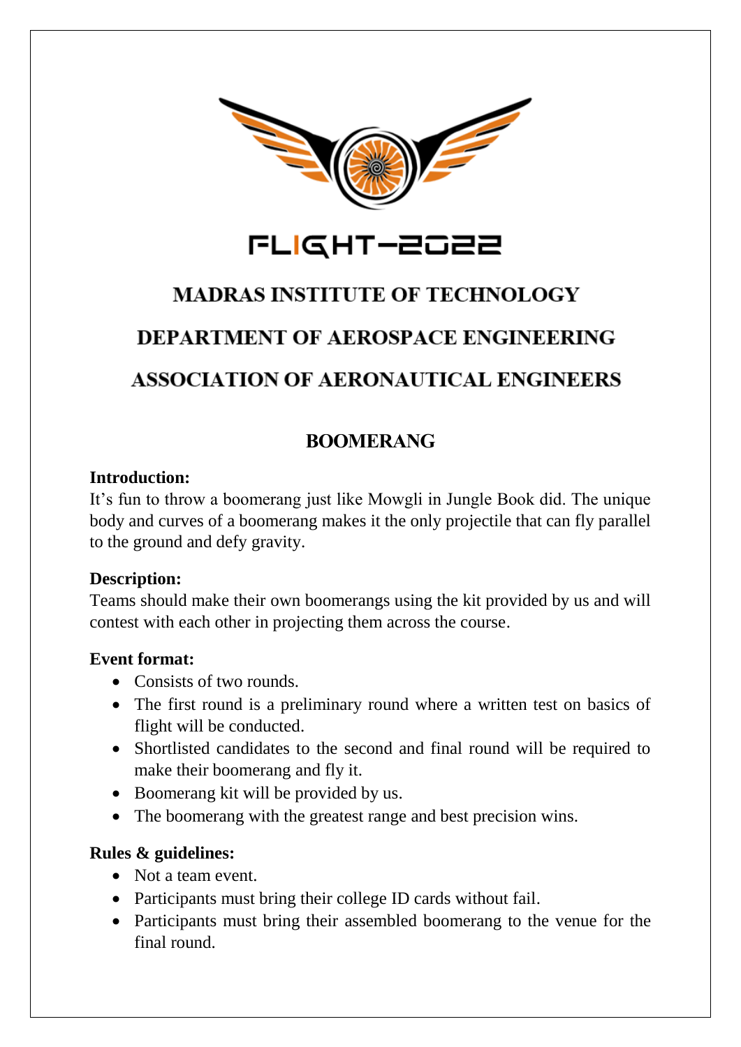FLIGHT-2022

# MADRAS INSTITUTE OF TECHNOLOGY

# DEPARTMENT OF AEROSPACE ENGINEERING

# ASSOCIATION OF AERONAUTICAL ENGINEERS

## BOOMERANG

**Introduction:**

It's fun to throw a boomerang just like Mowgli in Jungle Book did. The unique body and curves of a boomerang makes it the only projectile that can fly parallel to the ground and defy gravity.

**Description:**

Teams should make their own boomerangs using the kit provided by us and will contest with each other in projecting them across the course.

**Event format:**

- Consists of two rounds.
- The first round is a preliminary round where a written test on basics of flight will be conducted.
- Shortlisted candidates to the second and final round will be required to make their boomerang and fly it.
- Boomerang kit will be provided by us.
- The boomerang with the greatest range and best precision wins.

**Rules & guidelines:**

- Not a team event.
- Participants must bring their college ID cards without fail.
- Participants must bring their assembled boomerang to the venue for the final round.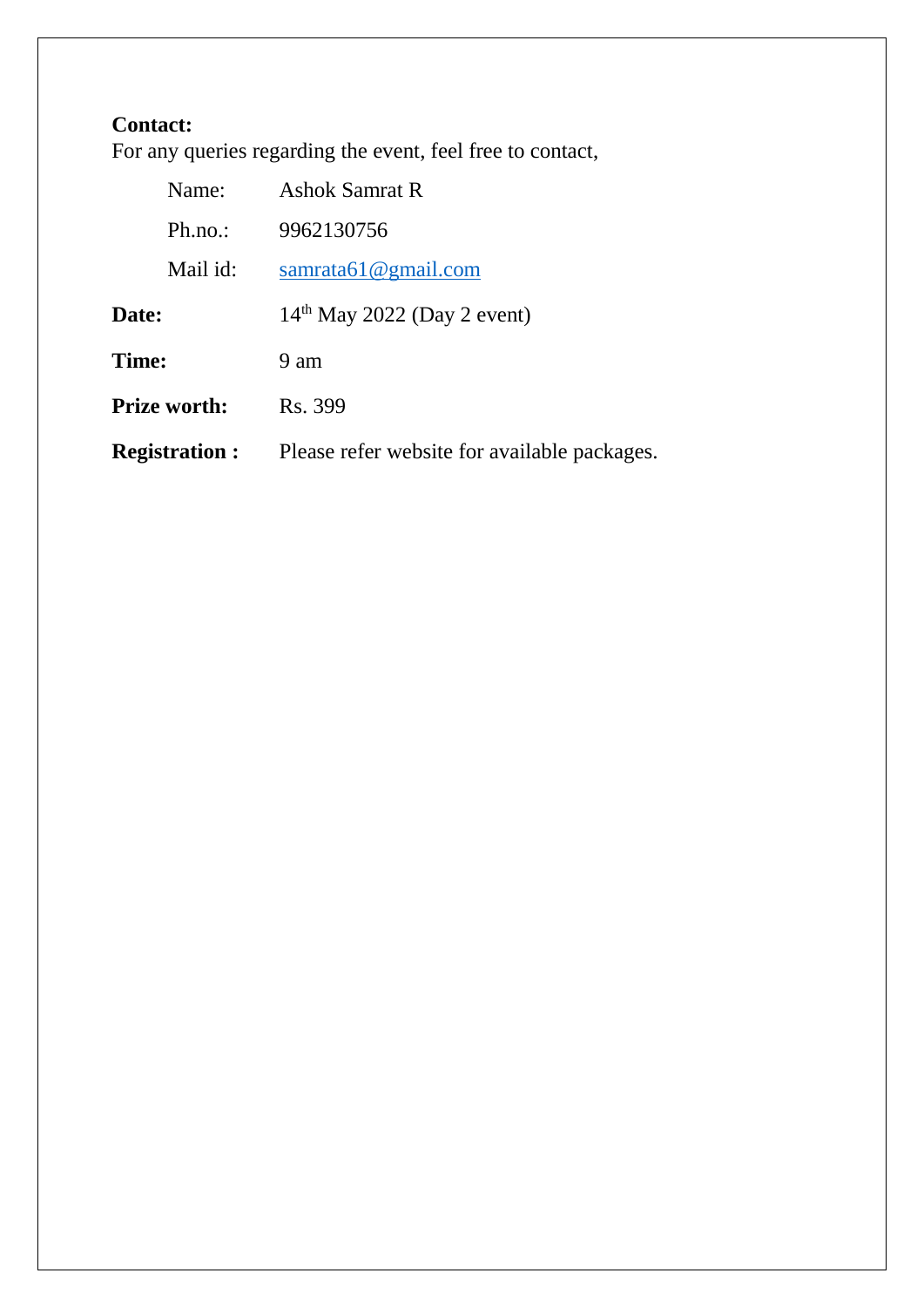**Contact:**

For any queries regarding the event, feel free to contact,

Name: Ashok Samrat R

Ph.no.: 9962130756

Mail id: samrata61@gmail.com

**Date:** 14th May 2022 (Day 2 event)

**Time:** 9 am

**Prize worth:** Rs. 399

**Registration :** Please refer website for available packages.